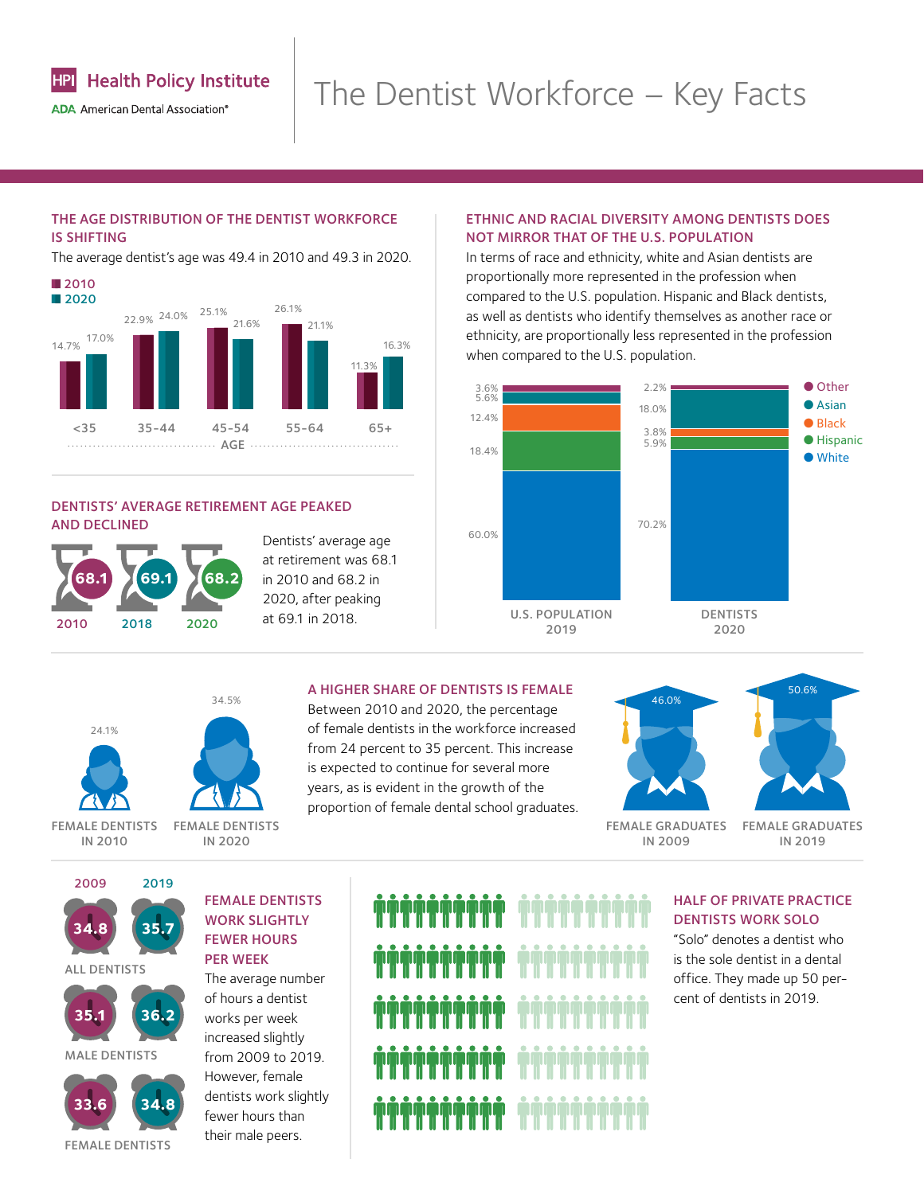HPI Health Policy Institute

ADA American Dental Association®

# The Dentist Workforce – Key Facts

## THE AGE DISTRIBUTION OF THE DENTIST WORKFORCE IS SHIFTING

The average dentist's age was 49.4 in 2010 and 49.3 in 2020.

2010
2020

14.7% 17.0%
22.9% 24.0%
25.1% 21.6%
26.1% 21.1%
11.3% 16.3%

<35
35-44
45-54
55-64
65+

AGE

## DENTISTS' AVERAGE RETIREMENT AGE PEAKED AND DECLINED

68.1
2010

69.1
2018

68.2
2020

Dentists' average age at retirement was 68.1 in 2010 and 68.2 in 2020, after peaking at 69.1 in 2018.

## ETHNIC AND RACIAL DIVERSITY AMONG DENTISTS DOES NOT MIRROR THAT OF THE U.S. POPULATION

In terms of race and ethnicity, white and Asian dentists are proportionally more represented in the profession when compared to the U.S. population. Hispanic and Black dentists, as well as dentists who identify themselves as another race or ethnicity, are proportionally less represented in the profession when compared to the U.S. population.

Other
Asian
Black
Hispanic
White

U.S. POPULATION 2019: 3.6%, 5.6%, 12.4%, 18.4%, 60.0%

DENTISTS 2020: 2.2%, 18.0%, 3.8%, 5.9%, 70.2%

## A HIGHER SHARE OF DENTISTS IS FEMALE

24.1%
FEMALE DENTISTS IN 2010

34.5%
FEMALE DENTISTS IN 2020

Between 2010 and 2020, the percentage of female dentists in the workforce increased from 24 percent to 35 percent. This increase is expected to continue for several more years, as is evident in the growth of the proportion of female dental school graduates.

46.0%
FEMALE GRADUATES IN 2009

50.6%
FEMALE GRADUATES IN 2019

## FEMALE DENTISTS WORK SLIGHTLY FEWER HOURS PER WEEK

2009 2019

34.8 35.7
ALL DENTISTS

35.1 36.2
MALE DENTISTS

33.6 34.8
FEMALE DENTISTS

The average number of hours a dentist works per week increased slightly from 2009 to 2019. However, female dentists work slightly fewer hours than their male peers.

## HALF OF PRIVATE PRACTICE DENTISTS WORK SOLO

"Solo" denotes a dentist who is the sole dentist in a dental office. They made up 50 percent of dentists in 2019.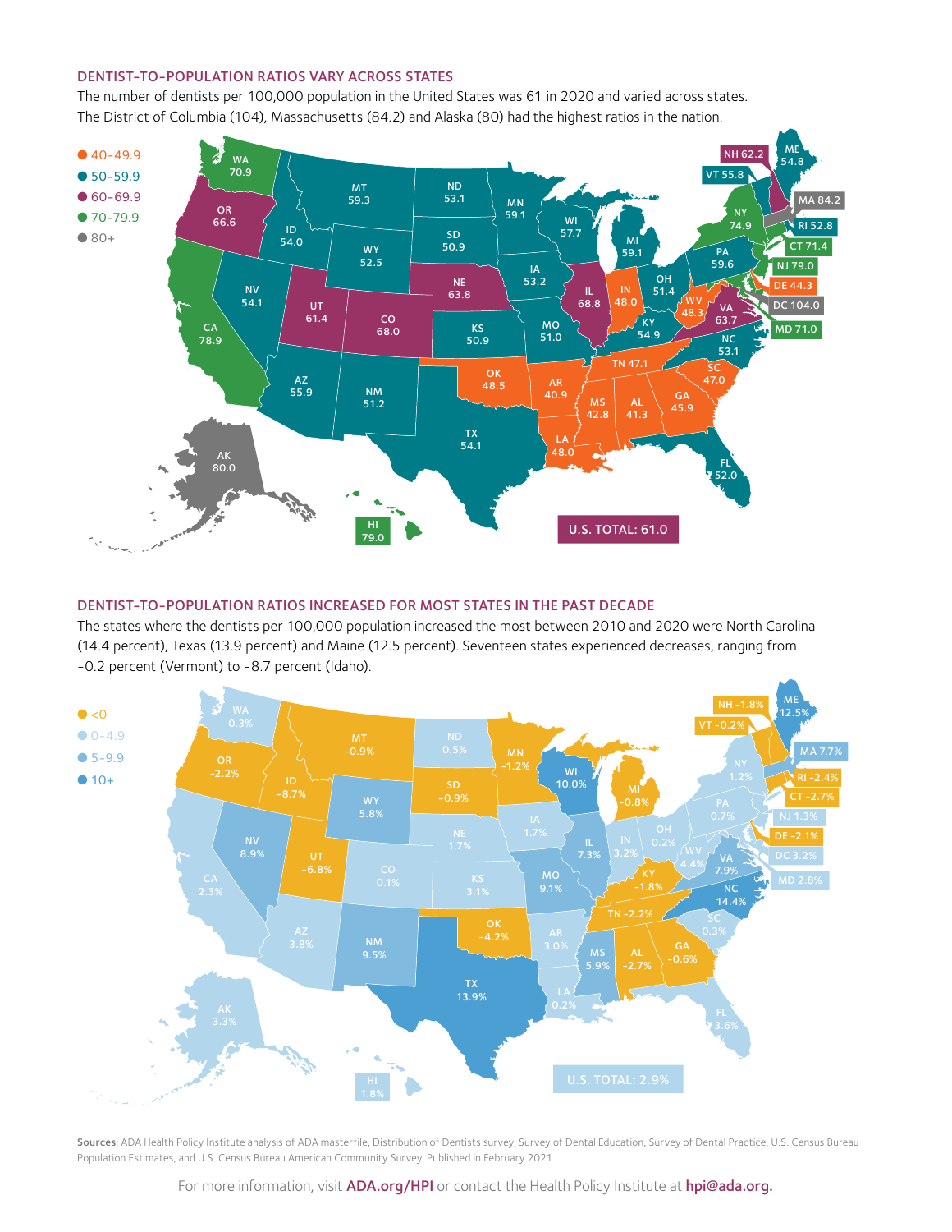## DENTIST-TO-POPULATION RATIOS VARY ACROSS STATES

The number of dentists per 100,000 population in the United States was 61 in 2020 and varied across states. The District of Columbia (104), Massachusetts (84.2) and Alaska (80) had the highest ratios in the nation.

40-49.9
50-59.9
60-69.9
70-79.9
80+

WA 70.9
OR 66.6
CA 78.9
ID 54.0
NV 54.1
MT 59.3
WY 52.5
UT 61.4
AZ 55.9
CO 68.0
NM 51.2
ND 53.1
SD 50.9
NE 63.8
KS 50.9
OK 48.5
TX 54.1
MN 59.1
IA 53.2
MO 51.0
AR 40.9
LA 48.0
WI 57.7
IL 68.8
MS 42.8
MI 59.1
IN 48.0
KY 54.9
TN 47.1
AL 41.3
OH 51.4
WV 48.3
VA 63.7
NC 53.1
SC 47.0
GA 45.9
FL 52.0
PA 59.6
NY 74.9
ME 54.8
NH 62.2
VT 55.8
MA 84.2
RI 52.8
CT 71.4
NJ 79.0
DE 44.3
DC 104.0
MD 71.0
AK 80.0
HI 79.0

U.S. TOTAL: 61.0

## DENTIST-TO-POPULATION RATIOS INCREASED FOR MOST STATES IN THE PAST DECADE

The states where the dentists per 100,000 population increased the most between 2010 and 2020 were North Carolina (14.4 percent), Texas (13.9 percent) and Maine (12.5 percent). Seventeen states experienced decreases, ranging from -0.2 percent (Vermont) to -8.7 percent (Idaho).

<0
0-4.9
5-9.9
10+

WA 0.3%
OR -2.2%
CA 2.3%
ID -8.7%
NV 8.9%
MT -0.9%
WY 5.8%
UT -6.8%
AZ 3.8%
CO 0.1%
NM 9.5%
ND 0.5%
SD -0.9%
NE 1.7%
KS 3.1%
OK -4.2%
TX 13.9%
MN -1.2%
IA 1.7%
MO 9.1%
AR 3.0%
LA 0.2%
WI 10.0%
IL 7.3%
MS 5.9%
MI -0.8%
IN 3.2%
KY -1.8%
TN -2.2%
AL -2.7%
OH 0.2%
WV 4.4%
VA 7.9%
NC 14.4%
SC 0.3%
GA -0.6%
FL 3.6%
PA 0.7%
NY 1.2%
ME 12.5%
NH -1.8%
VT -0.2%
MA 7.7%
RI -2.4%
CT -2.7%
NJ 1.3%
DE -2.1%
DC 3.2%
MD 2.8%
AK 3.3%
HI 1.8%

U.S. TOTAL: 2.9%

**Sources**: ADA Health Policy Institute analysis of ADA masterfile, Distribution of Dentists survey, Survey of Dental Education, Survey of Dental Practice, U.S. Census Bureau Population Estimates, and U.S. Census Bureau American Community Survey. Published in February 2021.

For more information, visit **ADA.org/HPI** or contact the Health Policy Institute at **hpi@ada.org.**